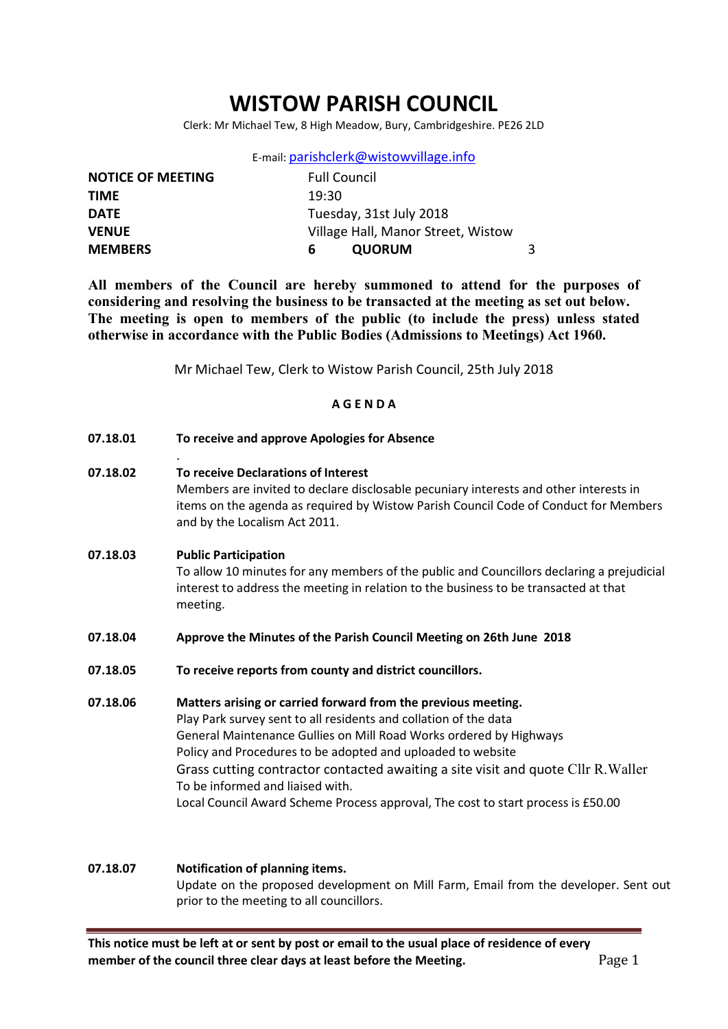# WISTOW PARISH COUNCIL

Clerk: Mr Michael Tew, 8 High Meadow, Bury, Cambridgeshire. PE26 2LD

E-mail: parishclerk@wistowvillage.info

| | | | |
|---|---|---|---|
| **NOTICE OF MEETING** | Full Council | | |
| **TIME** | 19:30 | | |
| **DATE** | Tuesday, 31st July 2018 | | |
| **VENUE** | Village Hall, Manor Street, Wistow | | |
| **MEMBERS** | **6** | **QUORUM** | 3 |

**All members of the Council are hereby summoned to attend for the purposes of considering and resolving the business to be transacted at the meeting as set out below. The meeting is open to members of the public (to include the press) unless stated otherwise in accordance with the Public Bodies (Admissions to Meetings) Act 1960.**

Mr Michael Tew, Clerk to Wistow Parish Council, 25th July 2018

## A G E N D A

**07.18.01 To receive and approve Apologies for Absence**

.

**07.18.02 To receive Declarations of Interest**

Members are invited to declare disclosable pecuniary interests and other interests in items on the agenda as required by Wistow Parish Council Code of Conduct for Members and by the Localism Act 2011.

**07.18.03 Public Participation**

To allow 10 minutes for any members of the public and Councillors declaring a prejudicial interest to address the meeting in relation to the business to be transacted at that meeting.

**07.18.04 Approve the Minutes of the Parish Council Meeting on 26th June 2018**

**07.18.05 To receive reports from county and district councillors.**

**07.18.06 Matters arising or carried forward from the previous meeting.**

Play Park survey sent to all residents and collation of the data
General Maintenance Gullies on Mill Road Works ordered by Highways
Policy and Procedures to be adopted and uploaded to website
Grass cutting contractor contacted awaiting a site visit and quote Cllr R.Waller To be informed and liaised with.
Local Council Award Scheme Process approval, The cost to start process is £50.00

**07.18.07 Notification of planning items.**

Update on the proposed development on Mill Farm, Email from the developer. Sent out prior to the meeting to all councillors.

**This notice must be left at or sent by post or email to the usual place of residence of every member of the council three clear days at least before the Meeting.**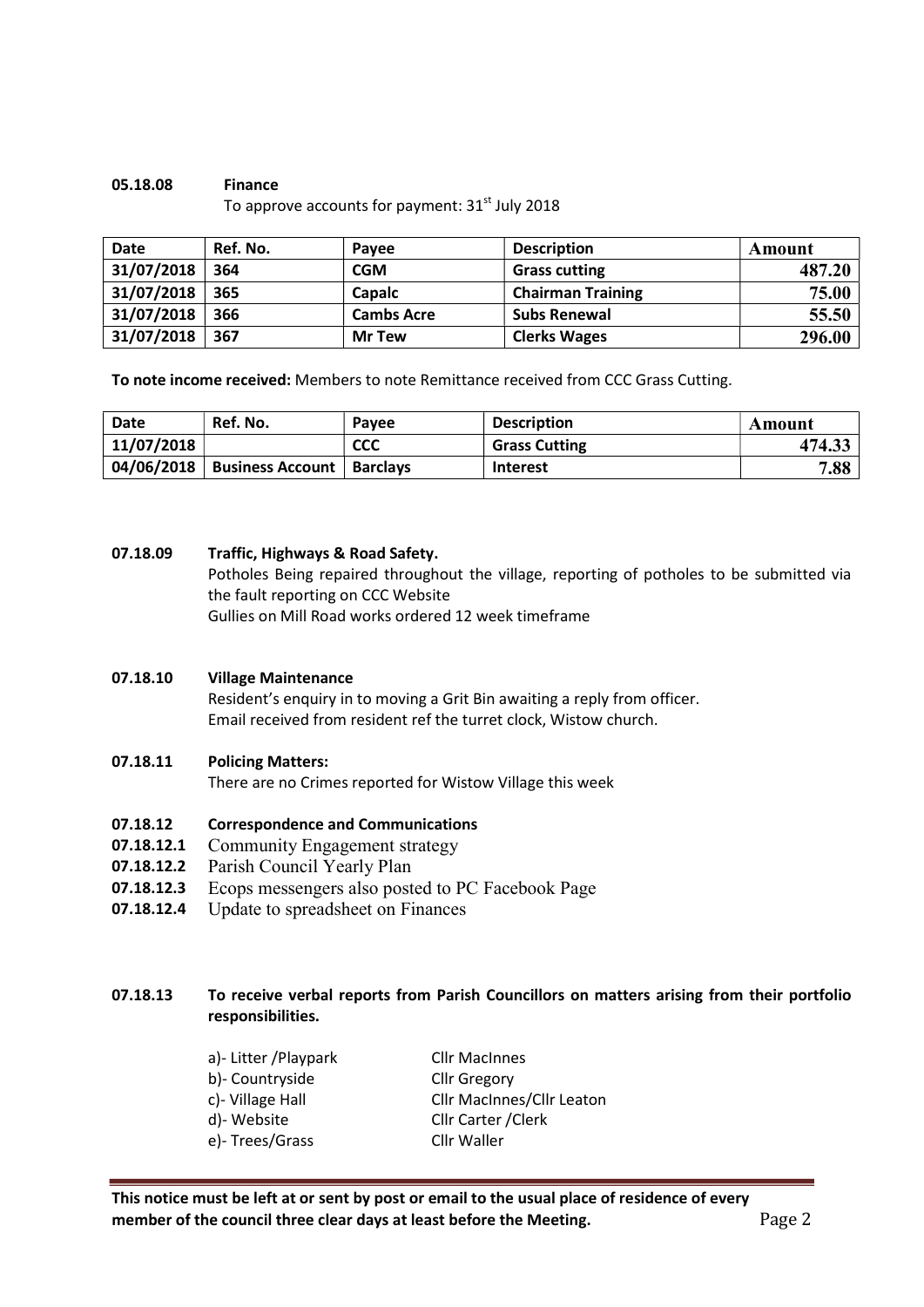**05.18.08 Finance**

To approve accounts for payment: 31st July 2018

| Date | Ref. No. | Payee | Description | Amount |
|---|---|---|---|---|
| 31/07/2018 | 364 | CGM | Grass cutting | 487.20 |
| 31/07/2018 | 365 | Capalc | Chairman Training | 75.00 |
| 31/07/2018 | 366 | Cambs Acre | Subs Renewal | 55.50 |
| 31/07/2018 | 367 | Mr Tew | Clerks Wages | 296.00 |

**To note income received:** Members to note Remittance received from CCC Grass Cutting.

| Date | Ref. No. | Payee | Description | Amount |
|---|---|---|---|---|
| 11/07/2018 | | CCC | Grass Cutting | 474.33 |
| 04/06/2018 | Business Account | Barclays | Interest | 7.88 |

**07.18.09 Traffic, Highways & Road Safety.**

Potholes Being repaired throughout the village, reporting of potholes to be submitted via the fault reporting on CCC Website

Gullies on Mill Road works ordered 12 week timeframe

**07.18.10 Village Maintenance**

Resident's enquiry in to moving a Grit Bin awaiting a reply from officer.

Email received from resident ref the turret clock, Wistow church.

**07.18.11 Policing Matters:**

There are no Crimes reported for Wistow Village this week

**07.18.12 Correspondence and Communications**

**07.18.12.1** Community Engagement strategy

**07.18.12.2** Parish Council Yearly Plan

**07.18.12.3** Ecops messengers also posted to PC Facebook Page

**07.18.12.4** Update to spreadsheet on Finances

**07.18.13 To receive verbal reports from Parish Councillors on matters arising from their portfolio responsibilities.**

a)- Litter /Playpark — Cllr MacInnes
b)- Countryside — Cllr Gregory
c)- Village Hall — Cllr MacInnes/Cllr Leaton
d)- Website — Cllr Carter /Clerk
e)- Trees/Grass — Cllr Waller

**This notice must be left at or sent by post or email to the usual place of residence of every member of the council three clear days at least before the Meeting.**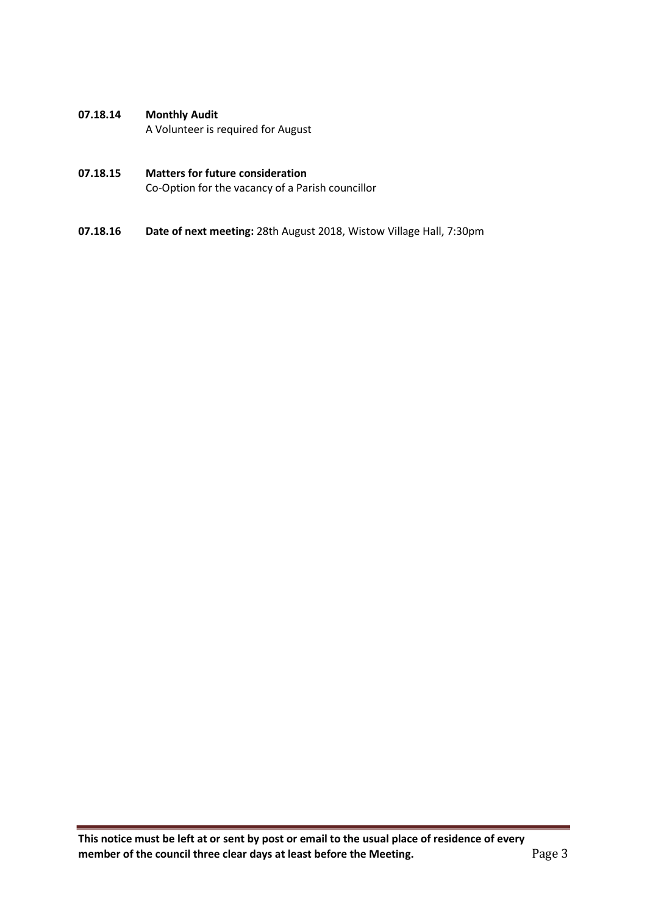**07.18.14 Monthly Audit**

A Volunteer is required for August

**07.18.15 Matters for future consideration**

Co-Option for the vacancy of a Parish councillor

**07.18.16 Date of next meeting:** 28th August 2018, Wistow Village Hall, 7:30pm

**This notice must be left at or sent by post or email to the usual place of residence of every member of the council three clear days at least before the Meeting.**